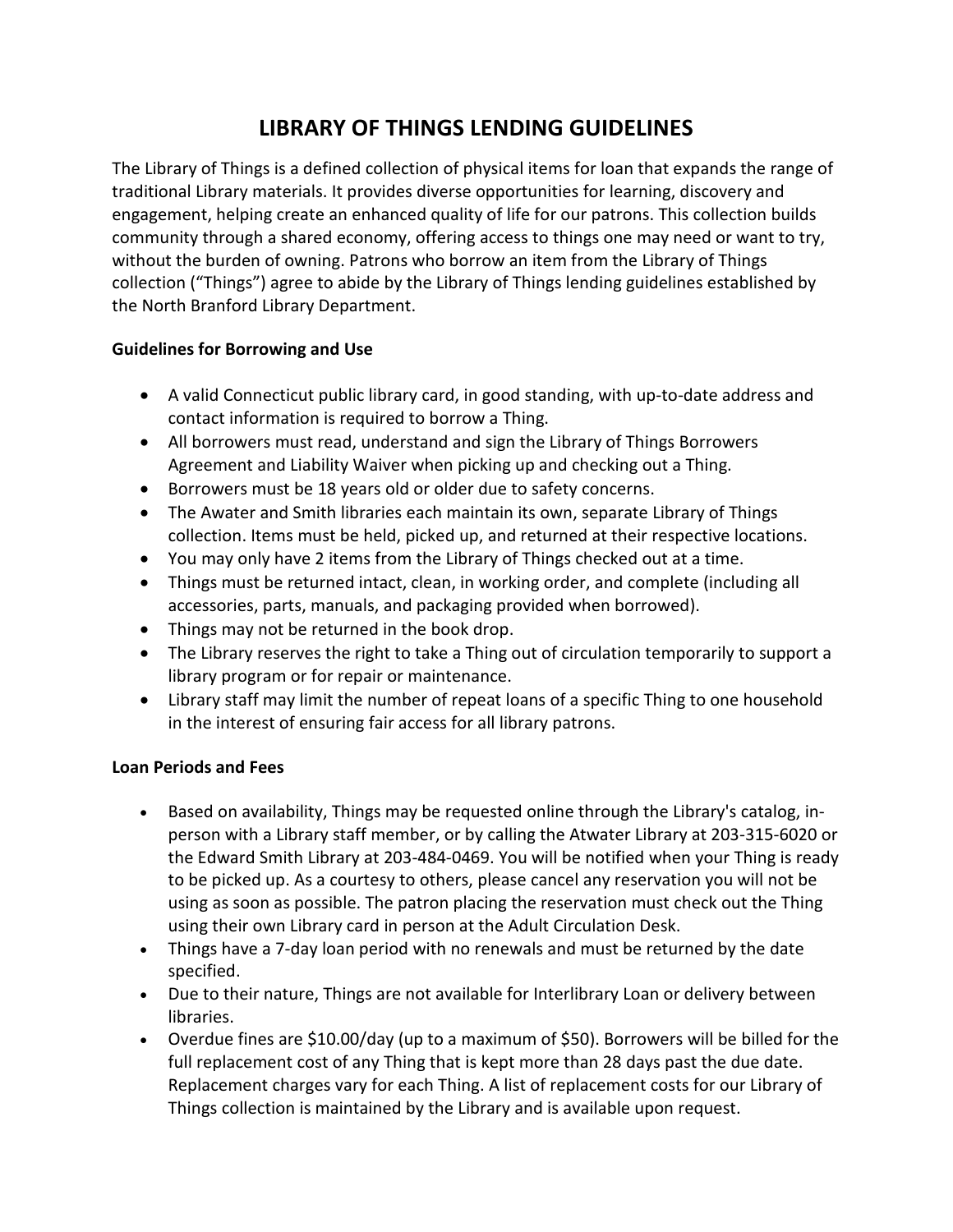# LIBRARY OF THINGS LENDING GUIDELINES

The Library of Things is a defined collection of physical items for loan that expands the range of traditional Library materials. It provides diverse opportunities for learning, discovery and engagement, helping create an enhanced quality of life for our patrons. This collection builds community through a shared economy, offering access to things one may need or want to try, without the burden of owning. Patrons who borrow an item from the Library of Things collection ("Things") agree to abide by the Library of Things lending guidelines established by the North Branford Library Department.

**Guidelines for Borrowing and Use**

- A valid Connecticut public library card, in good standing, with up-to-date address and contact information is required to borrow a Thing.
- All borrowers must read, understand and sign the Library of Things Borrowers Agreement and Liability Waiver when picking up and checking out a Thing.
- Borrowers must be 18 years old or older due to safety concerns.
- The Awater and Smith libraries each maintain its own, separate Library of Things collection. Items must be held, picked up, and returned at their respective locations.
- You may only have 2 items from the Library of Things checked out at a time.
- Things must be returned intact, clean, in working order, and complete (including all accessories, parts, manuals, and packaging provided when borrowed).
- Things may not be returned in the book drop.
- The Library reserves the right to take a Thing out of circulation temporarily to support a library program or for repair or maintenance.
- Library staff may limit the number of repeat loans of a specific Thing to one household in the interest of ensuring fair access for all library patrons.

**Loan Periods and Fees**

- Based on availability, Things may be requested online through the Library's catalog, in-person with a Library staff member, or by calling the Atwater Library at 203-315-6020 or the Edward Smith Library at 203-484-0469. You will be notified when your Thing is ready to be picked up. As a courtesy to others, please cancel any reservation you will not be using as soon as possible. The patron placing the reservation must check out the Thing using their own Library card in person at the Adult Circulation Desk.
- Things have a 7-day loan period with no renewals and must be returned by the date specified.
- Due to their nature, Things are not available for Interlibrary Loan or delivery between libraries.
- Overdue fines are $10.00/day (up to a maximum of $50). Borrowers will be billed for the full replacement cost of any Thing that is kept more than 28 days past the due date. Replacement charges vary for each Thing. A list of replacement costs for our Library of Things collection is maintained by the Library and is available upon request.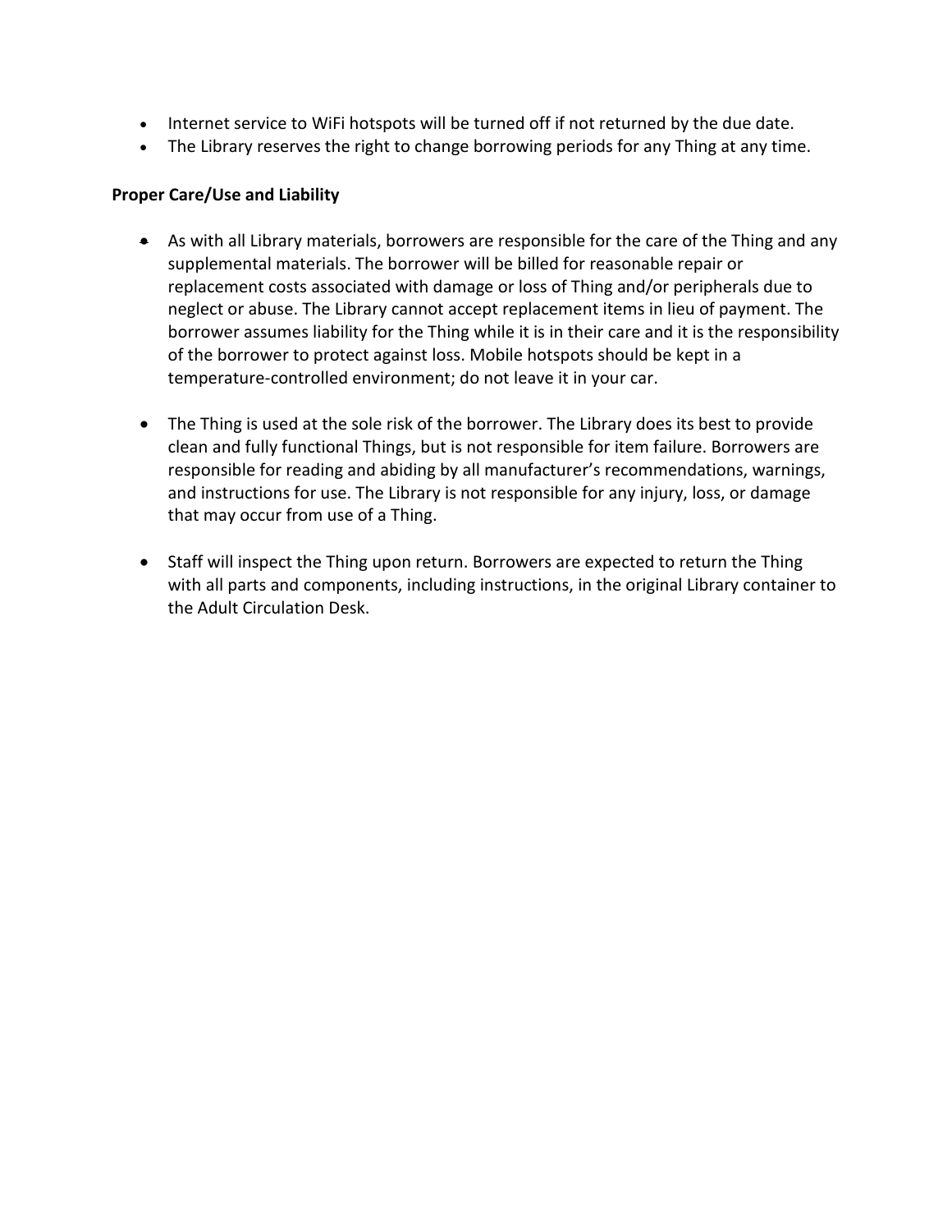- Internet service to WiFi hotspots will be turned off if not returned by the due date.
- The Library reserves the right to change borrowing periods for any Thing at any time.

**Proper Care/Use and Liability**

- As with all Library materials, borrowers are responsible for the care of the Thing and any supplemental materials. The borrower will be billed for reasonable repair or replacement costs associated with damage or loss of Thing and/or peripherals due to neglect or abuse. The Library cannot accept replacement items in lieu of payment. The borrower assumes liability for the Thing while it is in their care and it is the responsibility of the borrower to protect against loss. Mobile hotspots should be kept in a temperature-controlled environment; do not leave it in your car.

- The Thing is used at the sole risk of the borrower. The Library does its best to provide clean and fully functional Things, but is not responsible for item failure. Borrowers are responsible for reading and abiding by all manufacturer's recommendations, warnings, and instructions for use. The Library is not responsible for any injury, loss, or damage that may occur from use of a Thing.

- Staff will inspect the Thing upon return. Borrowers are expected to return the Thing with all parts and components, including instructions, in the original Library container to the Adult Circulation Desk.